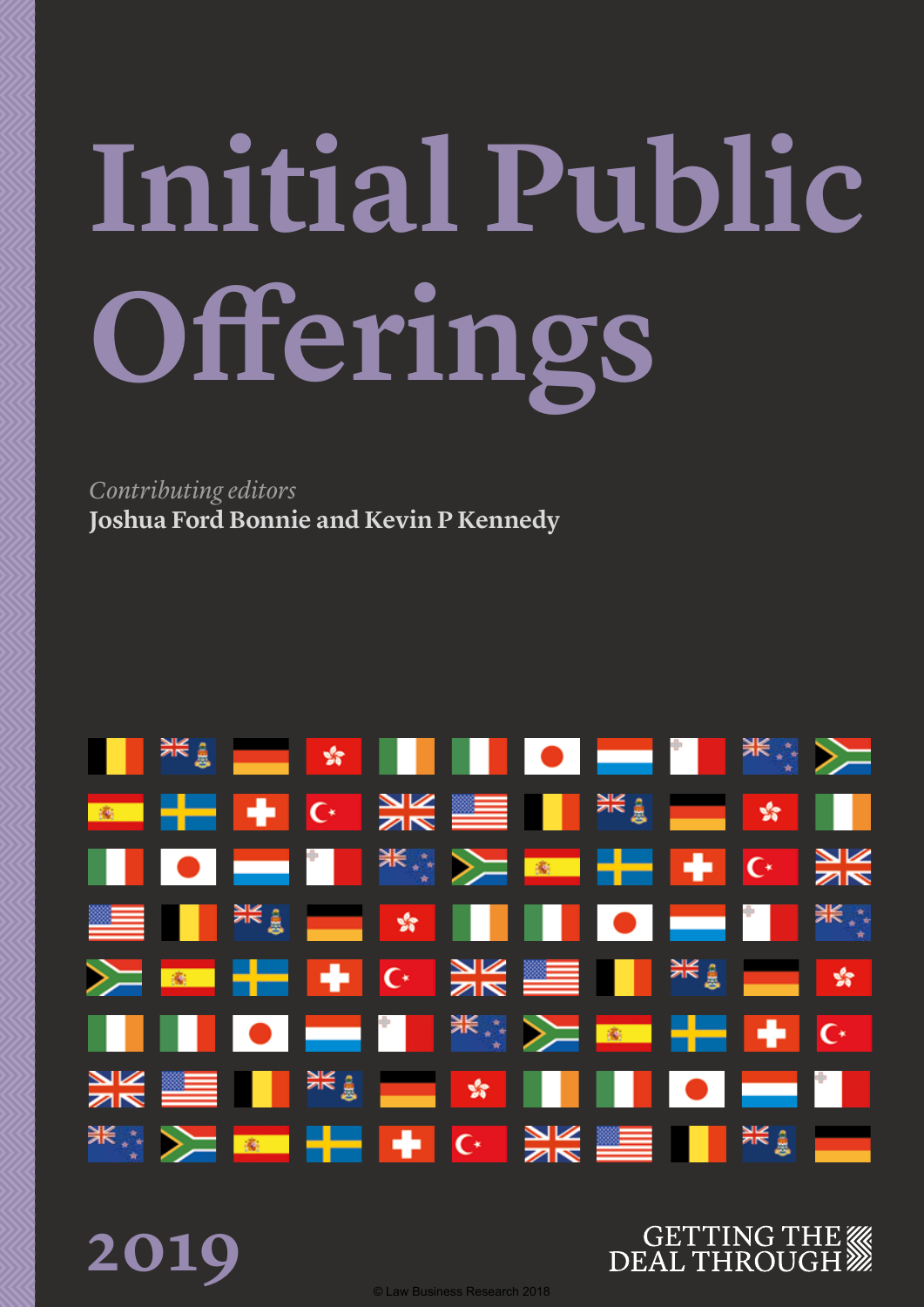# Initial Public Offerings

*Contributing editors*
**Joshua Ford Bonnie and Kevin P Kennedy**

2019

GETTING THE DEAL THROUGH

© Law Business Research 2018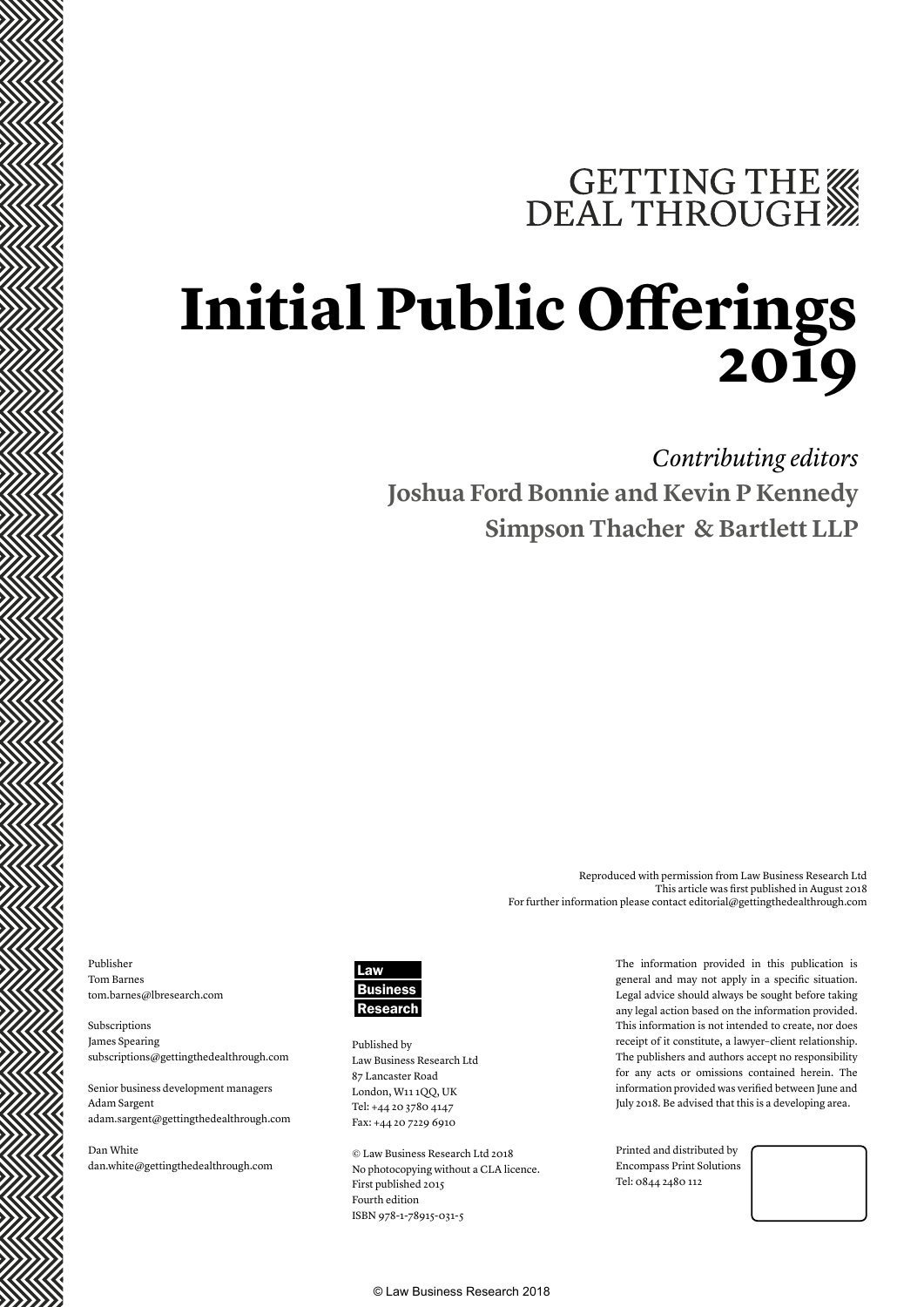GETTING THE DEAL THROUGH

# Initial Public Offerings 2019

*Contributing editors*

**Joshua Ford Bonnie and Kevin P Kennedy**

**Simpson Thacher & Bartlett LLP**

Reproduced with permission from Law Business Research Ltd
This article was first published in August 2018
For further information please contact editorial@gettingthedealthrough.com

Publisher
Tom Barnes
tom.barnes@lbresearch.com

Subscriptions
James Spearing
subscriptions@gettingthedealthrough.com

Senior business development managers
Adam Sargent
adam.sargent@gettingthedealthrough.com

Dan White
dan.white@gettingthedealthrough.com

Law Business Research

Published by
Law Business Research Ltd
87 Lancaster Road
London, W11 1QQ, UK
Tel: +44 20 3780 4147
Fax: +44 20 7229 6910

© Law Business Research Ltd 2018
No photocopying without a CLA licence.
First published 2015
Fourth edition
ISBN 978-1-78915-031-5

The information provided in this publication is general and may not apply in a specific situation. Legal advice should always be sought before taking any legal action based on the information provided. This information is not intended to create, nor does receipt of it constitute, a lawyer–client relationship. The publishers and authors accept no responsibility for any acts or omissions contained herein. The information provided was verified between June and July 2018. Be advised that this is a developing area.

Printed and distributed by
Encompass Print Solutions
Tel: 0844 2480 112

© Law Business Research 2018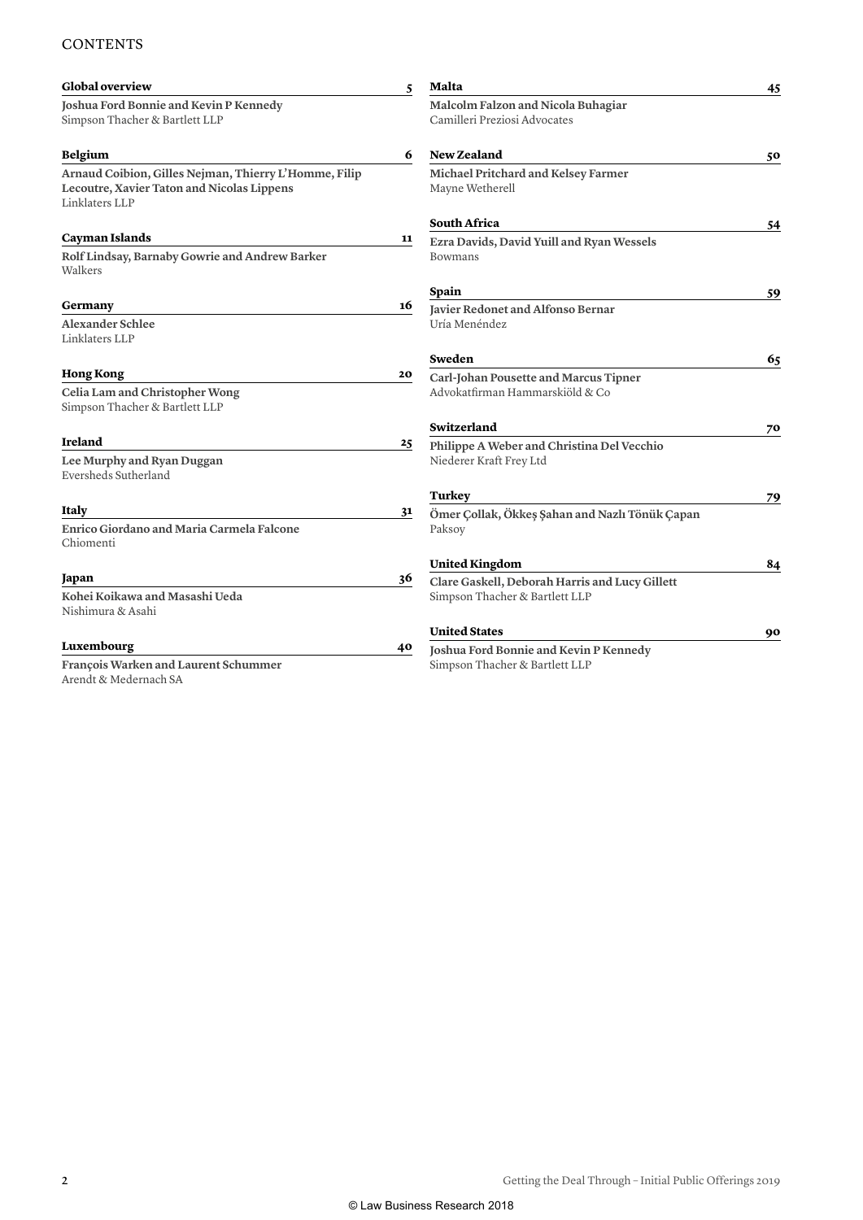# CONTENTS

**Global overview** 5
**Joshua Ford Bonnie and Kevin P Kennedy**
Simpson Thacher & Bartlett LLP

**Belgium** 6
**Arnaud Coibion, Gilles Nejman, Thierry L'Homme, Filip Lecoutre, Xavier Taton and Nicolas Lippens**
Linklaters LLP

**Cayman Islands** 11
**Rolf Lindsay, Barnaby Gowrie and Andrew Barker**
Walkers

**Germany** 16
**Alexander Schlee**
Linklaters LLP

**Hong Kong** 20
**Celia Lam and Christopher Wong**
Simpson Thacher & Bartlett LLP

**Ireland** 25
**Lee Murphy and Ryan Duggan**
Eversheds Sutherland

**Italy** 31
**Enrico Giordano and Maria Carmela Falcone**
Chiomenti

**Japan** 36
**Kohei Koikawa and Masashi Ueda**
Nishimura & Asahi

**Luxembourg** 40
**François Warken and Laurent Schummer**
Arendt & Medernach SA

**Malta** 45
**Malcolm Falzon and Nicola Buhagiar**
Camilleri Preziosi Advocates

**New Zealand** 50
**Michael Pritchard and Kelsey Farmer**
Mayne Wetherell

**South Africa** 54
**Ezra Davids, David Yuill and Ryan Wessels**
Bowmans

**Spain** 59
**Javier Redonet and Alfonso Bernar**
Uría Menéndez

**Sweden** 65
**Carl-Johan Pousette and Marcus Tipner**
Advokatfirman Hammarskiöld & Co

**Switzerland** 70
**Philippe A Weber and Christina Del Vecchio**
Niederer Kraft Frey Ltd

**Turkey** 79
**Ömer Çollak, Ökkeş Şahan and Nazlı Tönük Çapan**
Paksoy

**United Kingdom** 84
**Clare Gaskell, Deborah Harris and Lucy Gillett**
Simpson Thacher & Bartlett LLP

**United States** 90
**Joshua Ford Bonnie and Kevin P Kennedy**
Simpson Thacher & Bartlett LLP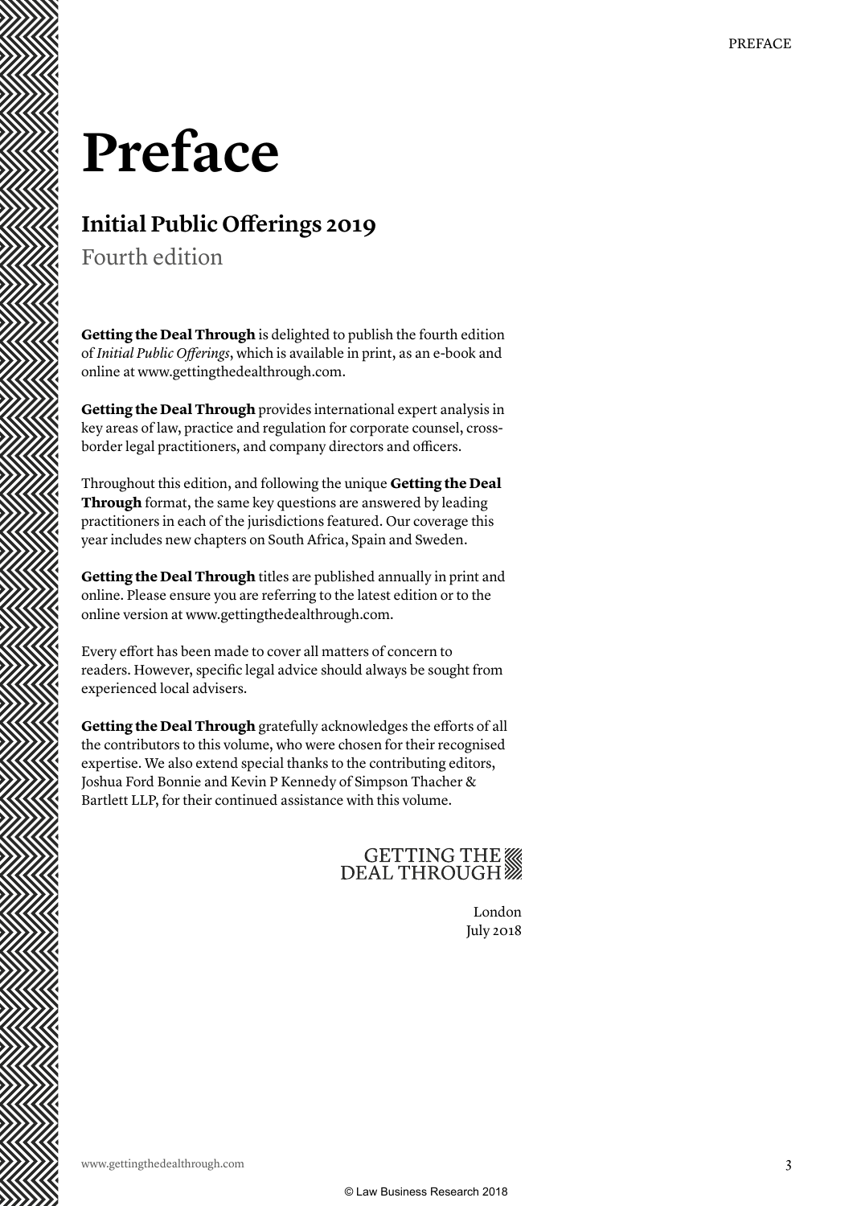# Preface

## Initial Public Offerings 2019

Fourth edition

**Getting the Deal Through** is delighted to publish the fourth edition of *Initial Public Offerings*, which is available in print, as an e-book and online at www.gettingthedealthrough.com.

**Getting the Deal Through** provides international expert analysis in key areas of law, practice and regulation for corporate counsel, cross-border legal practitioners, and company directors and officers.

Throughout this edition, and following the unique **Getting the Deal Through** format, the same key questions are answered by leading practitioners in each of the jurisdictions featured. Our coverage this year includes new chapters on South Africa, Spain and Sweden.

**Getting the Deal Through** titles are published annually in print and online. Please ensure you are referring to the latest edition or to the online version at www.gettingthedealthrough.com.

Every effort has been made to cover all matters of concern to readers. However, specific legal advice should always be sought from experienced local advisers.

**Getting the Deal Through** gratefully acknowledges the efforts of all the contributors to this volume, who were chosen for their recognised expertise. We also extend special thanks to the contributing editors, Joshua Ford Bonnie and Kevin P Kennedy of Simpson Thacher & Bartlett LLP, for their continued assistance with this volume.

GETTING THE DEAL THROUGH

London
July 2018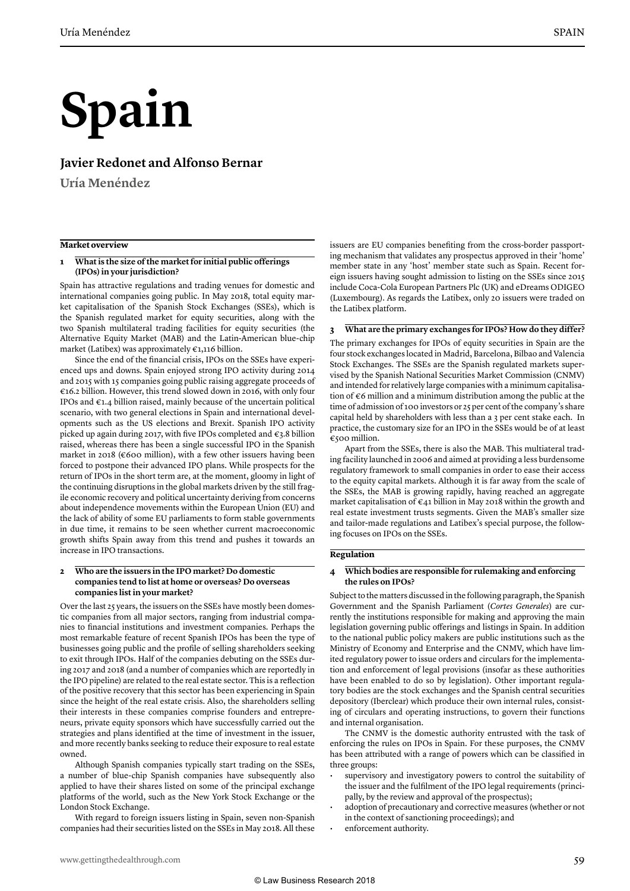# Spain

## Javier Redonet and Alfonso Bernar

**Uría Menéndez**

### Market overview

**1 What is the size of the market for initial public offerings (IPOs) in your jurisdiction?**

Spain has attractive regulations and trading venues for domestic and international companies going public. In May 2018, total equity market capitalisation of the Spanish Stock Exchanges (SSEs), which is the Spanish regulated market for equity securities, along with the two Spanish multilateral trading facilities for equity securities (the Alternative Equity Market (MAB) and the Latin-American blue-chip market (Latibex) was approximately €1,116 billion.

Since the end of the financial crisis, IPOs on the SSEs have experienced ups and downs. Spain enjoyed strong IPO activity during 2014 and 2015 with 15 companies going public raising aggregate proceeds of €16.2 billion. However, this trend slowed down in 2016, with only four IPOs and €1.4 billion raised, mainly because of the uncertain political scenario, with two general elections in Spain and international developments such as the US elections and Brexit. Spanish IPO activity picked up again during 2017, with five IPOs completed and €3.8 billion raised, whereas there has been a single successful IPO in the Spanish market in 2018 (€600 million), with a few other issuers having been forced to postpone their advanced IPO plans. While prospects for the return of IPOs in the short term are, at the moment, gloomy in light of the continuing disruptions in the global markets driven by the still fragile economic recovery and political uncertainty deriving from concerns about independence movements within the European Union (EU) and the lack of ability of some EU parliaments to form stable governments in due time, it remains to be seen whether current macroeconomic growth shifts Spain away from this trend and pushes it towards an increase in IPO transactions.

**2 Who are the issuers in the IPO market? Do domestic companies tend to list at home or overseas? Do overseas companies list in your market?**

Over the last 25 years, the issuers on the SSEs have mostly been domestic companies from all major sectors, ranging from industrial companies to financial institutions and investment companies. Perhaps the most remarkable feature of recent Spanish IPOs has been the type of businesses going public and the profile of selling shareholders seeking to exit through IPOs. Half of the companies debuting on the SSEs during 2017 and 2018 (and a number of companies which are reportedly in the IPO pipeline) are related to the real estate sector. This is a reflection of the positive recovery that this sector has been experiencing in Spain since the height of the real estate crisis. Also, the shareholders selling their interests in these companies comprise founders and entrepreneurs, private equity sponsors which have successfully carried out the strategies and plans identified at the time of investment in the issuer, and more recently banks seeking to reduce their exposure to real estate owned.

Although Spanish companies typically start trading on the SSEs, a number of blue-chip Spanish companies have subsequently also applied to have their shares listed on some of the principal exchange platforms of the world, such as the New York Stock Exchange or the London Stock Exchange.

With regard to foreign issuers listing in Spain, seven non-Spanish companies had their securities listed on the SSEs in May 2018. All these issuers are EU companies benefiting from the cross-border passporting mechanism that validates any prospectus approved in their 'home' member state in any 'host' member state such as Spain. Recent foreign issuers having sought admission to listing on the SSEs since 2015 include Coca-Cola European Partners Plc (UK) and eDreams ODIGEO (Luxembourg). As regards the Latibex, only 20 issuers were traded on the Latibex platform.

**3 What are the primary exchanges for IPOs? How do they differ?**

The primary exchanges for IPOs of equity securities in Spain are the four stock exchanges located in Madrid, Barcelona, Bilbao and Valencia Stock Exchanges. The SSEs are the Spanish regulated markets supervised by the Spanish National Securities Market Commission (CNMV) and intended for relatively large companies with a minimum capitalisation of €6 million and a minimum distribution among the public at the time of admission of 100 investors or 25 per cent of the company's share capital held by shareholders with less than a 3 per cent stake each. In practice, the customary size for an IPO in the SSEs would be of at least €500 million.

Apart from the SSEs, there is also the MAB. This multiateral trading facility launched in 2006 and aimed at providing a less burdensome regulatory framework to small companies in order to ease their access to the equity capital markets. Although it is far away from the scale of the SSEs, the MAB is growing rapidly, having reached an aggregate market capitalisation of €41 billion in May 2018 within the growth and real estate investment trusts segments. Given the MAB's smaller size and tailor-made regulations and Latibex's special purpose, the following focuses on IPOs on the SSEs.

### Regulation

**4 Which bodies are responsible for rulemaking and enforcing the rules on IPOs?**

Subject to the matters discussed in the following paragraph, the Spanish Government and the Spanish Parliament (*Cortes Generales*) are currently the institutions responsible for making and approving the main legislation governing public offerings and listings in Spain. In addition to the national public policy makers are public institutions such as the Ministry of Economy and Enterprise and the CNMV, which have limited regulatory power to issue orders and circulars for the implementation and enforcement of legal provisions (insofar as these authorities have been enabled to do so by legislation). Other important regulatory bodies are the stock exchanges and the Spanish central securities depository (Iberclear) which produce their own internal rules, consisting of circulars and operating instructions, to govern their functions and internal organisation.

The CNMV is the domestic authority entrusted with the task of enforcing the rules on IPOs in Spain. For these purposes, the CNMV has been attributed with a range of powers which can be classified in three groups:

- supervisory and investigatory powers to control the suitability of the issuer and the fulfilment of the IPO legal requirements (principally, by the review and approval of the prospectus);
- adoption of precautionary and corrective measures (whether or not in the context of sanctioning proceedings); and
- enforcement authority.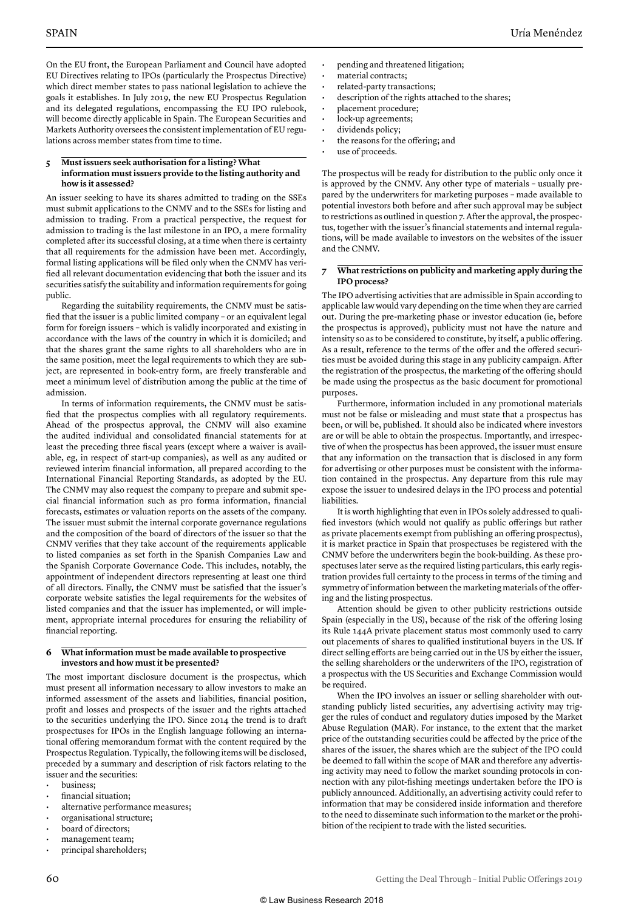On the EU front, the European Parliament and Council have adopted EU Directives relating to IPOs (particularly the Prospectus Directive) which direct member states to pass national legislation to achieve the goals it establishes. In July 2019, the new EU Prospectus Regulation and its delegated regulations, encompassing the EU IPO rulebook, will become directly applicable in Spain. The European Securities and Markets Authority oversees the consistent implementation of EU regulations across member states from time to time.

## 5 Must issuers seek authorisation for a listing? What information must issuers provide to the listing authority and how is it assessed?

An issuer seeking to have its shares admitted to trading on the SSEs must submit applications to the CNMV and to the SSEs for listing and admission to trading. From a practical perspective, the request for admission to trading is the last milestone in an IPO, a mere formality completed after its successful closing, at a time when there is certainty that all requirements for the admission have been met. Accordingly, formal listing applications will be filed only when the CNMV has verified all relevant documentation evidencing that both the issuer and its securities satisfy the suitability and information requirements for going public.

Regarding the suitability requirements, the CNMV must be satisfied that the issuer is a public limited company – or an equivalent legal form for foreign issuers – which is validly incorporated and existing in accordance with the laws of the country in which it is domiciled; and that the shares grant the same rights to all shareholders who are in the same position, meet the legal requirements to which they are subject, are represented in book-entry form, are freely transferable and meet a minimum level of distribution among the public at the time of admission.

In terms of information requirements, the CNMV must be satisfied that the prospectus complies with all regulatory requirements. Ahead of the prospectus approval, the CNMV will also examine the audited individual and consolidated financial statements for at least the preceding three fiscal years (except where a waiver is available, eg, in respect of start-up companies), as well as any audited or reviewed interim financial information, all prepared according to the International Financial Reporting Standards, as adopted by the EU. The CNMV may also request the company to prepare and submit special financial information such as pro forma information, financial forecasts, estimates or valuation reports on the assets of the company. The issuer must submit the internal corporate governance regulations and the composition of the board of directors of the issuer so that the CNMV verifies that they take account of the requirements applicable to listed companies as set forth in the Spanish Companies Law and the Spanish Corporate Governance Code. This includes, notably, the appointment of independent directors representing at least one third of all directors. Finally, the CNMV must be satisfied that the issuer's corporate website satisfies the legal requirements for the websites of listed companies and that the issuer has implemented, or will implement, appropriate internal procedures for ensuring the reliability of financial reporting.

## 6 What information must be made available to prospective investors and how must it be presented?

The most important disclosure document is the prospectus, which must present all information necessary to allow investors to make an informed assessment of the assets and liabilities, financial position, profit and losses and prospects of the issuer and the rights attached to the securities underlying the IPO. Since 2014 the trend is to draft prospectuses for IPOs in the English language following an international offering memorandum format with the content required by the Prospectus Regulation. Typically, the following items will be disclosed, preceded by a summary and description of risk factors relating to the issuer and the securities:

- business;
- financial situation;
- alternative performance measures;
- organisational structure;
- board of directors;
- management team;
- principal shareholders;
- pending and threatened litigation;
- material contracts;
- related-party transactions;
- description of the rights attached to the shares;
- placement procedure;
- lock-up agreements;
- dividends policy;
- the reasons for the offering; and
- use of proceeds.

The prospectus will be ready for distribution to the public only once it is approved by the CNMV. Any other type of materials – usually prepared by the underwriters for marketing purposes – made available to potential investors both before and after such approval may be subject to restrictions as outlined in question 7. After the approval, the prospectus, together with the issuer's financial statements and internal regulations, will be made available to investors on the websites of the issuer and the CNMV.

## 7 What restrictions on publicity and marketing apply during the IPO process?

The IPO advertising activities that are admissible in Spain according to applicable law would vary depending on the time when they are carried out. During the pre-marketing phase or investor education (ie, before the prospectus is approved), publicity must not have the nature and intensity so as to be considered to constitute, by itself, a public offering. As a result, reference to the terms of the offer and the offered securities must be avoided during this stage in any publicity campaign. After the registration of the prospectus, the marketing of the offering should be made using the prospectus as the basic document for promotional purposes.

Furthermore, information included in any promotional materials must not be false or misleading and must state that a prospectus has been, or will be, published. It should also be indicated where investors are or will be able to obtain the prospectus. Importantly, and irrespective of when the prospectus has been approved, the issuer must ensure that any information on the transaction that is disclosed in any form for advertising or other purposes must be consistent with the information contained in the prospectus. Any departure from this rule may expose the issuer to undesired delays in the IPO process and potential liabilities.

It is worth highlighting that even in IPOs solely addressed to qualified investors (which would not qualify as public offerings but rather as private placements exempt from publishing an offering prospectus), it is market practice in Spain that prospectuses be registered with the CNMV before the underwriters begin the book-building. As these prospectuses later serve as the required listing particulars, this early registration provides full certainty to the process in terms of the timing and symmetry of information between the marketing materials of the offering and the listing prospectus.

Attention should be given to other publicity restrictions outside Spain (especially in the US), because of the risk of the offering losing its Rule 144A private placement status most commonly used to carry out placements of shares to qualified institutional buyers in the US. If direct selling efforts are being carried out in the US by either the issuer, the selling shareholders or the underwriters of the IPO, registration of a prospectus with the US Securities and Exchange Commission would be required.

When the IPO involves an issuer or selling shareholder with outstanding publicly listed securities, any advertising activity may trigger the rules of conduct and regulatory duties imposed by the Market Abuse Regulation (MAR). For instance, to the extent that the market price of the outstanding securities could be affected by the price of the shares of the issuer, the shares which are the subject of the IPO could be deemed to fall within the scope of MAR and therefore any advertising activity may need to follow the market sounding protocols in connection with any pilot-fishing meetings undertaken before the IPO is publicly announced. Additionally, an advertising activity could refer to information that may be considered inside information and therefore to the need to disseminate such information to the market or the prohibition of the recipient to trade with the listed securities.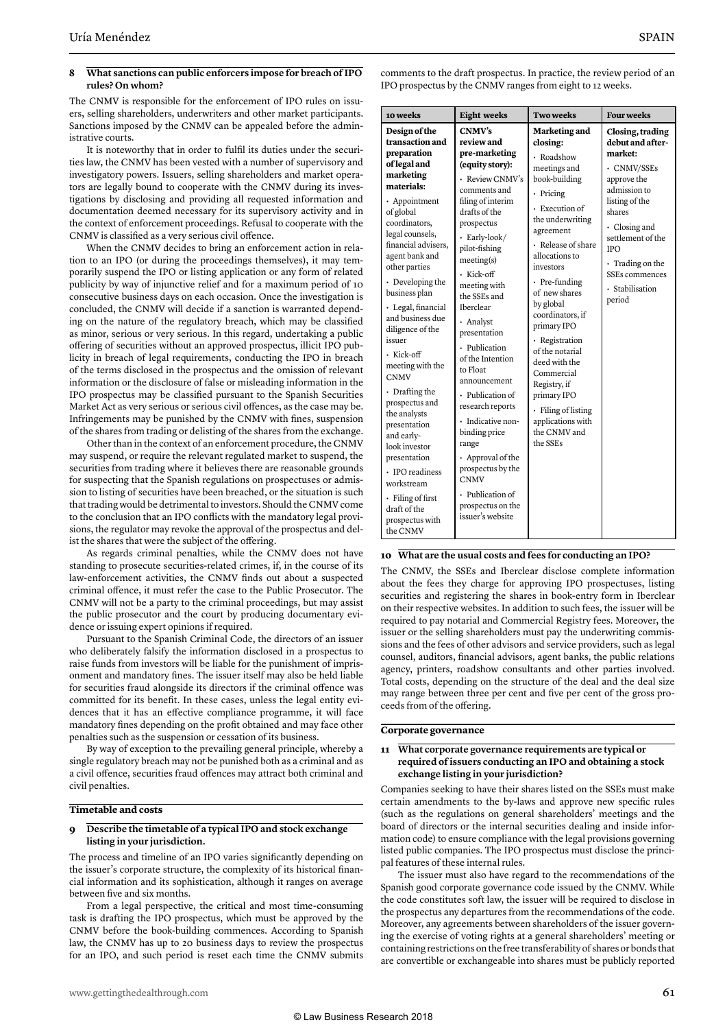### 8 What sanctions can public enforcers impose for breach of IPO rules? On whom?

The CNMV is responsible for the enforcement of IPO rules on issuers, selling shareholders, underwriters and other market participants. Sanctions imposed by the CNMV can be appealed before the administrative courts.

It is noteworthy that in order to fulfil its duties under the securities law, the CNMV has been vested with a number of supervisory and investigatory powers. Issuers, selling shareholders and market operators are legally bound to cooperate with the CNMV during its investigations by disclosing and providing all requested information and documentation deemed necessary for its supervisory activity and in the context of enforcement proceedings. Refusal to cooperate with the CNMV is classified as a very serious civil offence.

When the CNMV decides to bring an enforcement action in relation to an IPO (or during the proceedings themselves), it may temporarily suspend the IPO or listing application or any form of related publicity by way of injunctive relief and for a maximum period of 10 consecutive business days on each occasion. Once the investigation is concluded, the CNMV will decide if a sanction is warranted depending on the nature of the regulatory breach, which may be classified as minor, serious or very serious. In this regard, undertaking a public offering of securities without an approved prospectus, illicit IPO publicity in breach of legal requirements, conducting the IPO in breach of the terms disclosed in the prospectus and the omission of relevant information or the disclosure of false or misleading information in the IPO prospectus may be classified pursuant to the Spanish Securities Market Act as very serious or serious civil offences, as the case may be. Infringements may be punished by the CNMV with fines, suspension of the shares from trading or delisting of the shares from the exchange.

Other than in the context of an enforcement procedure, the CNMV may suspend, or require the relevant regulated market to suspend, the securities from trading where it believes there are reasonable grounds for suspecting that the Spanish regulations on prospectuses or admission to listing of securities have been breached, or the situation is such that trading would be detrimental to investors. Should the CNMV come to the conclusion that an IPO conflicts with the mandatory legal provisions, the regulator may revoke the approval of the prospectus and delist the shares that were the subject of the offering.

As regards criminal penalties, while the CNMV does not have standing to prosecute securities-related crimes, if, in the course of its law-enforcement activities, the CNMV finds out about a suspected criminal offence, it must refer the case to the Public Prosecutor. The CNMV will not be a party to the criminal proceedings, but may assist the public prosecutor and the court by producing documentary evidence or issuing expert opinions if required.

Pursuant to the Spanish Criminal Code, the directors of an issuer who deliberately falsify the information disclosed in a prospectus to raise funds from investors will be liable for the punishment of imprisonment and mandatory fines. The issuer itself may also be held liable for securities fraud alongside its directors if the criminal offence was committed for its benefit. In these cases, unless the legal entity evidences that it has an effective compliance programme, it will face mandatory fines depending on the profit obtained and may face other penalties such as the suspension or cessation of its business.

By way of exception to the prevailing general principle, whereby a single regulatory breach may not be punished both as a criminal and as a civil offence, securities fraud offences may attract both criminal and civil penalties.

## Timetable and costs

### 9 Describe the timetable of a typical IPO and stock exchange listing in your jurisdiction.

The process and timeline of an IPO varies significantly depending on the issuer's corporate structure, the complexity of its historical financial information and its sophistication, although it ranges on average between five and six months.

From a legal perspective, the critical and most time-consuming task is drafting the IPO prospectus, which must be approved by the CNMV before the book-building commences. According to Spanish law, the CNMV has up to 20 business days to review the prospectus for an IPO, and such period is reset each time the CNMV submits comments to the draft prospectus. In practice, the review period of an IPO prospectus by the CNMV ranges from eight to 12 weeks.

| 10 weeks | Eight weeks | Two weeks | Four weeks |
|---|---|---|---|
| **Design of the transaction and preparation of legal and marketing materials:**<br>• Appointment of global coordinators, legal counsels, financial advisers, agent bank and other parties<br>• Developing the business plan<br>• Legal, financial and business due diligence of the issuer<br>• Kick-off meeting with the CNMV<br>• Drafting the prospectus and the analysts presentation and early-look investor presentation<br>• IPO readiness workstream<br>• Filing of first draft of the prospectus with the CNMV | **CNMV's review and pre-marketing (equity story):**<br>• Review CNMV's comments and filing of interim drafts of the prospectus<br>• Early-look/pilot-fishing meeting(s)<br>• Kick-off meeting with the SSEs and Iberclear<br>• Analyst presentation<br>• Publication of the Intention to Float announcement<br>• Publication of research reports<br>• Indicative non-binding price range<br>• Approval of the prospectus by the CNMV<br>• Publication of prospectus on the issuer's website | **Marketing and closing:**<br>• Roadshow meetings and book-building<br>• Pricing<br>• Execution of the underwriting agreement<br>• Release of share allocations to investors<br>• Pre-funding of new shares by global coordinators, if primary IPO<br>• Registration of the notarial deed with the Commercial Registry, if primary IPO<br>• Filing of listing applications with the CNMV and the SSEs | **Closing, trading debut and after-market:**<br>• CNMV/SSEs approve the admission to listing of the shares<br>• Closing and settlement of the IPO<br>• Trading on the SSEs commences<br>• Stabilisation period |

### 10 What are the usual costs and fees for conducting an IPO?

The CNMV, the SSEs and Iberclear disclose complete information about the fees they charge for approving IPO prospectuses, listing securities and registering the shares in book-entry form in Iberclear on their respective websites. In addition to such fees, the issuer will be required to pay notarial and Commercial Registry fees. Moreover, the issuer or the selling shareholders must pay the underwriting commissions and the fees of other advisors and service providers, such as legal counsel, auditors, financial advisors, agent banks, the public relations agency, printers, roadshow consultants and other parties involved. Total costs, depending on the structure of the deal and the deal size may range between three per cent and five per cent of the gross proceeds from of the offering.

## Corporate governance

### 11 What corporate governance requirements are typical or required of issuers conducting an IPO and obtaining a stock exchange listing in your jurisdiction?

Companies seeking to have their shares listed on the SSEs must make certain amendments to the by-laws and approve new specific rules (such as the regulations on general shareholders' meetings and the board of directors or the internal securities dealing and inside information code) to ensure compliance with the legal provisions governing listed public companies. The IPO prospectus must disclose the principal features of these internal rules.

The issuer must also have regard to the recommendations of the Spanish good corporate governance code issued by the CNMV. While the code constitutes soft law, the issuer will be required to disclose in the prospectus any departures from the recommendations of the code. Moreover, any agreements between shareholders of the issuer governing the exercise of voting rights at a general shareholders' meeting or containing restrictions on the free transferability of shares or bonds that are convertible or exchangeable into shares must be publicly reported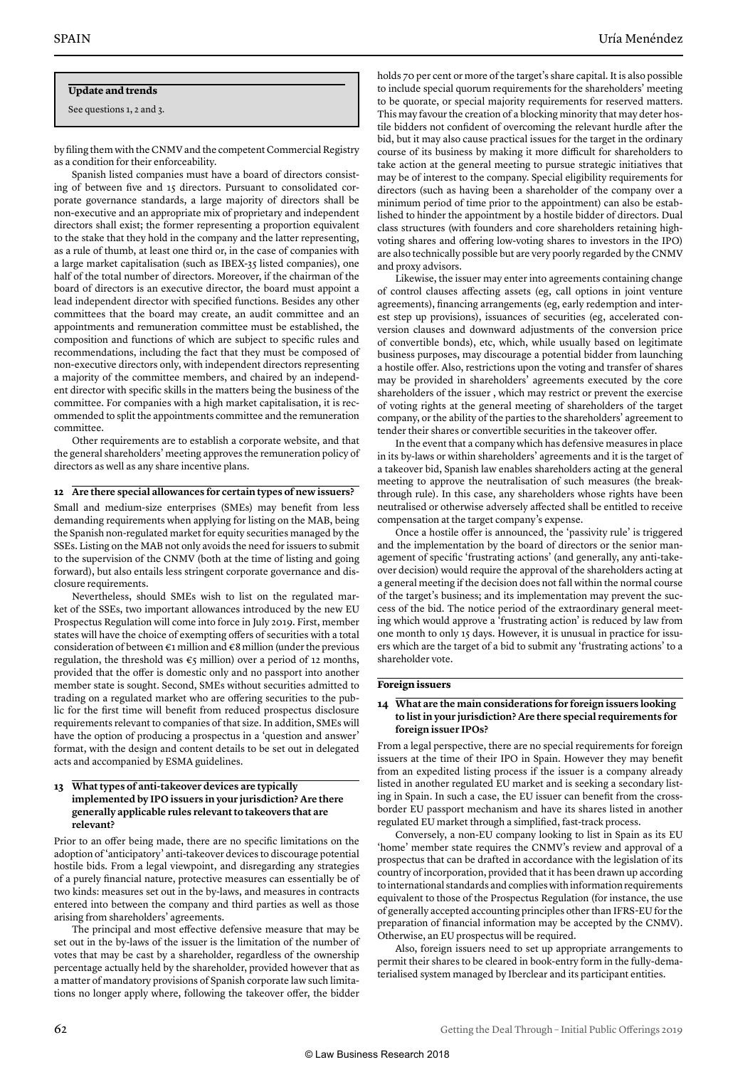**Update and trends**

See questions 1, 2 and 3.

by filing them with the CNMV and the competent Commercial Registry as a condition for their enforceability.

Spanish listed companies must have a board of directors consisting of between five and 15 directors. Pursuant to consolidated corporate governance standards, a large majority of directors shall be non-executive and an appropriate mix of proprietary and independent directors shall exist; the former representing a proportion equivalent to the stake that they hold in the company and the latter representing, as a rule of thumb, at least one third or, in the case of companies with a large market capitalisation (such as IBEX-35 listed companies), one half of the total number of directors. Moreover, if the chairman of the board of directors is an executive director, the board must appoint a lead independent director with specified functions. Besides any other committees that the board may create, an audit committee and an appointments and remuneration committee must be established, the composition and functions of which are subject to specific rules and recommendations, including the fact that they must be composed of non-executive directors only, with independent directors representing a majority of the committee members, and chaired by an independent director with specific skills in the matters being the business of the committee. For companies with a high market capitalisation, it is recommended to split the appointments committee and the remuneration committee.

Other requirements are to establish a corporate website, and that the general shareholders' meeting approves the remuneration policy of directors as well as any share incentive plans.

### 12 Are there special allowances for certain types of new issuers?

Small and medium-size enterprises (SMEs) may benefit from less demanding requirements when applying for listing on the MAB, being the Spanish non-regulated market for equity securities managed by the SSEs. Listing on the MAB not only avoids the need for issuers to submit to the supervision of the CNMV (both at the time of listing and going forward), but also entails less stringent corporate governance and disclosure requirements.

Nevertheless, should SMEs wish to list on the regulated market of the SSEs, two important allowances introduced by the new EU Prospectus Regulation will come into force in July 2019. First, member states will have the choice of exempting offers of securities with a total consideration of between €1 million and €8 million (under the previous regulation, the threshold was €5 million) over a period of 12 months, provided that the offer is domestic only and no passport into another member state is sought. Second, SMEs without securities admitted to trading on a regulated market who are offering securities to the public for the first time will benefit from reduced prospectus disclosure requirements relevant to companies of that size. In addition, SMEs will have the option of producing a prospectus in a 'question and answer' format, with the design and content details to be set out in delegated acts and accompanied by ESMA guidelines.

### 13 What types of anti-takeover devices are typically implemented by IPO issuers in your jurisdiction? Are there generally applicable rules relevant to takeovers that are relevant?

Prior to an offer being made, there are no specific limitations on the adoption of 'anticipatory' anti-takeover devices to discourage potential hostile bids. From a legal viewpoint, and disregarding any strategies of a purely financial nature, protective measures can essentially be of two kinds: measures set out in the by-laws, and measures in contracts entered into between the company and third parties as well as those arising from shareholders' agreements.

The principal and most effective defensive measure that may be set out in the by-laws of the issuer is the limitation of the number of votes that may be cast by a shareholder, regardless of the ownership percentage actually held by the shareholder, provided however that as a matter of mandatory provisions of Spanish corporate law such limitations no longer apply where, following the takeover offer, the bidder holds 70 per cent or more of the target's share capital. It is also possible to include special quorum requirements for the shareholders' meeting to be quorate, or special majority requirements for reserved matters. This may favour the creation of a blocking minority that may deter hostile bidders not confident of overcoming the relevant hurdle after the bid, but it may also cause practical issues for the target in the ordinary course of its business by making it more difficult for shareholders to take action at the general meeting to pursue strategic initiatives that may be of interest to the company. Special eligibility requirements for directors (such as having been a shareholder of the company over a minimum period of time prior to the appointment) can also be established to hinder the appointment by a hostile bidder of directors. Dual class structures (with founders and core shareholders retaining high-voting shares and offering low-voting shares to investors in the IPO) are also technically possible but are very poorly regarded by the CNMV and proxy advisors.

Likewise, the issuer may enter into agreements containing change of control clauses affecting assets (eg, call options in joint venture agreements), financing arrangements (eg, early redemption and interest step up provisions), issuances of securities (eg, accelerated conversion clauses and downward adjustments of the conversion price of convertible bonds), etc, which, while usually based on legitimate business purposes, may discourage a potential bidder from launching a hostile offer. Also, restrictions upon the voting and transfer of shares may be provided in shareholders' agreements executed by the core shareholders of the issuer , which may restrict or prevent the exercise of voting rights at the general meeting of shareholders of the target company, or the ability of the parties to the shareholders' agreement to tender their shares or convertible securities in the takeover offer.

In the event that a company which has defensive measures in place in its by-laws or within shareholders' agreements and it is the target of a takeover bid, Spanish law enables shareholders acting at the general meeting to approve the neutralisation of such measures (the breakthrough rule). In this case, any shareholders whose rights have been neutralised or otherwise adversely affected shall be entitled to receive compensation at the target company's expense.

Once a hostile offer is announced, the 'passivity rule' is triggered and the implementation by the board of directors or the senior management of specific 'frustrating actions' (and generally, any anti-takeover decision) would require the approval of the shareholders acting at a general meeting if the decision does not fall within the normal course of the target's business; and its implementation may prevent the success of the bid. The notice period of the extraordinary general meeting which would approve a 'frustrating action' is reduced by law from one month to only 15 days. However, it is unusual in practice for issuers which are the target of a bid to submit any 'frustrating actions' to a shareholder vote.

## Foreign issuers

### 14 What are the main considerations for foreign issuers looking to list in your jurisdiction? Are there special requirements for foreign issuer IPOs?

From a legal perspective, there are no special requirements for foreign issuers at the time of their IPO in Spain. However they may benefit from an expedited listing process if the issuer is a company already listed in another regulated EU market and is seeking a secondary listing in Spain. In such a case, the EU issuer can benefit from the cross-border EU passport mechanism and have its shares listed in another regulated EU market through a simplified, fast-track process.

Conversely, a non-EU company looking to list in Spain as its EU 'home' member state requires the CNMV's review and approval of a prospectus that can be drafted in accordance with the legislation of its country of incorporation, provided that it has been drawn up according to international standards and complies with information requirements equivalent to those of the Prospectus Regulation (for instance, the use of generally accepted accounting principles other than IFRS-EU for the preparation of financial information may be accepted by the CNMV). Otherwise, an EU prospectus will be required.

Also, foreign issuers need to set up appropriate arrangements to permit their shares to be cleared in book-entry form in the fully-dematerialised system managed by Iberclear and its participant entities.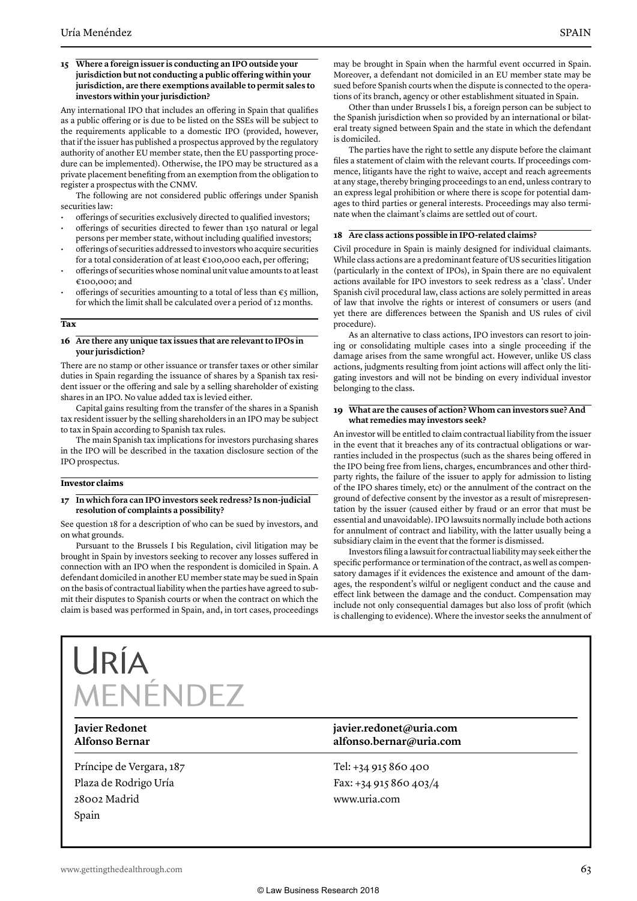**15 Where a foreign issuer is conducting an IPO outside your jurisdiction but not conducting a public offering within your jurisdiction, are there exemptions available to permit sales to investors within your jurisdiction?**

Any international IPO that includes an offering in Spain that qualifies as a public offering or is due to be listed on the SSEs will be subject to the requirements applicable to a domestic IPO (provided, however, that if the issuer has published a prospectus approved by the regulatory authority of another EU member state, then the EU passporting procedure can be implemented). Otherwise, the IPO may be structured as a private placement benefiting from an exemption from the obligation to register a prospectus with the CNMV.

The following are not considered public offerings under Spanish securities law:

- offerings of securities exclusively directed to qualified investors;
- offerings of securities directed to fewer than 150 natural or legal persons per member state, without including qualified investors;
- offerings of securities addressed to investors who acquire securities for a total consideration of at least €100,000 each, per offering;
- offerings of securities whose nominal unit value amounts to at least €100,000; and
- offerings of securities amounting to a total of less than €5 million, for which the limit shall be calculated over a period of 12 months.

## Tax

**16 Are there any unique tax issues that are relevant to IPOs in your jurisdiction?**

There are no stamp or other issuance or transfer taxes or other similar duties in Spain regarding the issuance of shares by a Spanish tax resident issuer or the offering and sale by a selling shareholder of existing shares in an IPO. No value added tax is levied either.

Capital gains resulting from the transfer of the shares in a Spanish tax resident issuer by the selling shareholders in an IPO may be subject to tax in Spain according to Spanish tax rules.

The main Spanish tax implications for investors purchasing shares in the IPO will be described in the taxation disclosure section of the IPO prospectus.

## Investor claims

**17 In which fora can IPO investors seek redress? Is non-judicial resolution of complaints a possibility?**

See question 18 for a description of who can be sued by investors, and on what grounds.

Pursuant to the Brussels I bis Regulation, civil litigation may be brought in Spain by investors seeking to recover any losses suffered in connection with an IPO when the respondent is domiciled in Spain. A defendant domiciled in another EU member state may be sued in Spain on the basis of contractual liability when the parties have agreed to submit their disputes to Spanish courts or when the contract on which the claim is based was performed in Spain, and, in tort cases, proceedings may be brought in Spain when the harmful event occurred in Spain. Moreover, a defendant not domiciled in an EU member state may be sued before Spanish courts when the dispute is connected to the operations of its branch, agency or other establishment situated in Spain.

Other than under Brussels I bis, a foreign person can be subject to the Spanish jurisdiction when so provided by an international or bilateral treaty signed between Spain and the state in which the defendant is domiciled.

The parties have the right to settle any dispute before the claimant files a statement of claim with the relevant courts. If proceedings commence, litigants have the right to waive, accept and reach agreements at any stage, thereby bringing proceedings to an end, unless contrary to an express legal prohibition or where there is scope for potential damages to third parties or general interests. Proceedings may also terminate when the claimant's claims are settled out of court.

**18 Are class actions possible in IPO-related claims?**

Civil procedure in Spain is mainly designed for individual claimants. While class actions are a predominant feature of US securities litigation (particularly in the context of IPOs), in Spain there are no equivalent actions available for IPO investors to seek redress as a 'class'. Under Spanish civil procedural law, class actions are solely permitted in areas of law that involve the rights or interest of consumers or users (and yet there are differences between the Spanish and US rules of civil procedure).

As an alternative to class actions, IPO investors can resort to joining or consolidating multiple cases into a single proceeding if the damage arises from the same wrongful act. However, unlike US class actions, judgments resulting from joint actions will affect only the litigating investors and will not be binding on every individual investor belonging to the class.

**19 What are the causes of action? Whom can investors sue? And what remedies may investors seek?**

An investor will be entitled to claim contractual liability from the issuer in the event that it breaches any of its contractual obligations or warranties included in the prospectus (such as the shares being offered in the IPO being free from liens, charges, encumbrances and other third-party rights, the failure of the issuer to apply for admission to listing of the IPO shares timely, etc) or the annulment of the contract on the ground of defective consent by the investor as a result of misrepresentation by the issuer (caused either by fraud or an error that must be essential and unavoidable). IPO lawsuits normally include both actions for annulment of contract and liability, with the latter usually being a subsidiary claim in the event that the former is dismissed.

Investors filing a lawsuit for contractual liability may seek either the specific performance or termination of the contract, as well as compensatory damages if it evidences the existence and amount of the damages, the respondent's wilful or negligent conduct and the cause and effect link between the damage and the conduct. Compensation may include not only consequential damages but also loss of profit (which is challenging to evidence). Where the investor seeks the annulment of

---

URÍA MENÉNDEZ

**Javier Redonet** | **javier.redonet@uria.com**
**Alfonso Bernar** | **alfonso.bernar@uria.com**

Príncipe de Vergara, 187
Plaza de Rodrigo Uría
28002 Madrid
Spain

Tel: +34 915 860 400
Fax: +34 915 860 403/4
www.uria.com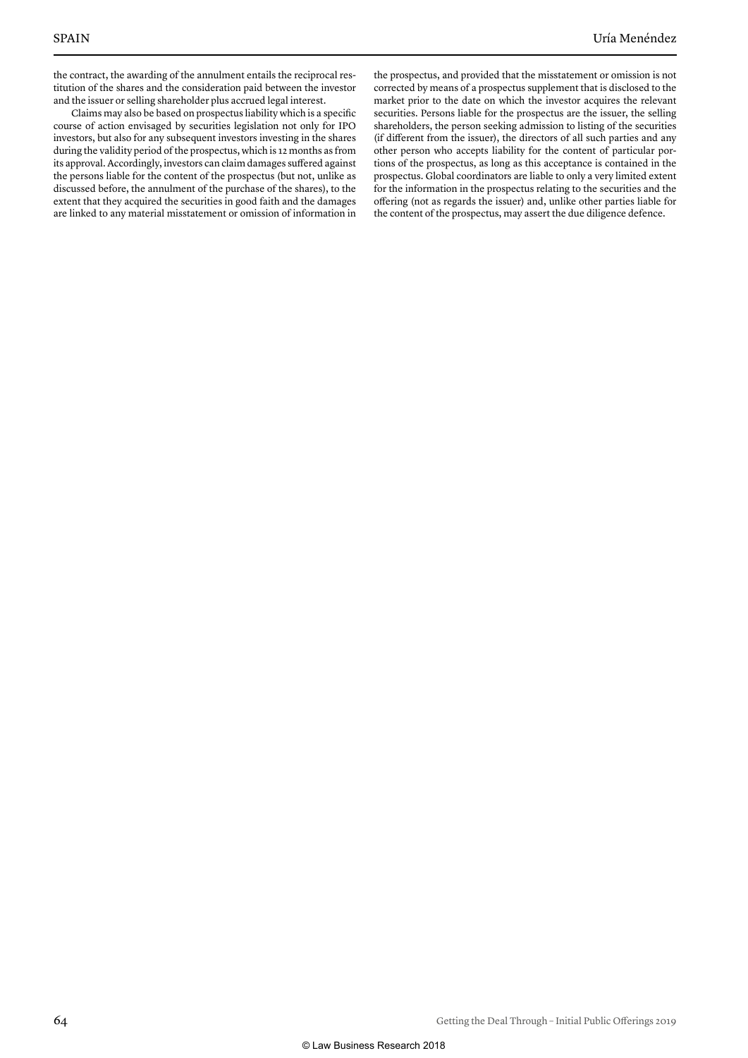the contract, the awarding of the annulment entails the reciprocal restitution of the shares and the consideration paid between the investor and the issuer or selling shareholder plus accrued legal interest.

Claims may also be based on prospectus liability which is a specific course of action envisaged by securities legislation not only for IPO investors, but also for any subsequent investors investing in the shares during the validity period of the prospectus, which is 12 months as from its approval. Accordingly, investors can claim damages suffered against the persons liable for the content of the prospectus (but not, unlike as discussed before, the annulment of the purchase of the shares), to the extent that they acquired the securities in good faith and the damages are linked to any material misstatement or omission of information in the prospectus, and provided that the misstatement or omission is not corrected by means of a prospectus supplement that is disclosed to the market prior to the date on which the investor acquires the relevant securities. Persons liable for the prospectus are the issuer, the selling shareholders, the person seeking admission to listing of the securities (if different from the issuer), the directors of all such parties and any other person who accepts liability for the content of particular portions of the prospectus, as long as this acceptance is contained in the prospectus. Global coordinators are liable to only a very limited extent for the information in the prospectus relating to the securities and the offering (not as regards the issuer) and, unlike other parties liable for the content of the prospectus, may assert the due diligence defence.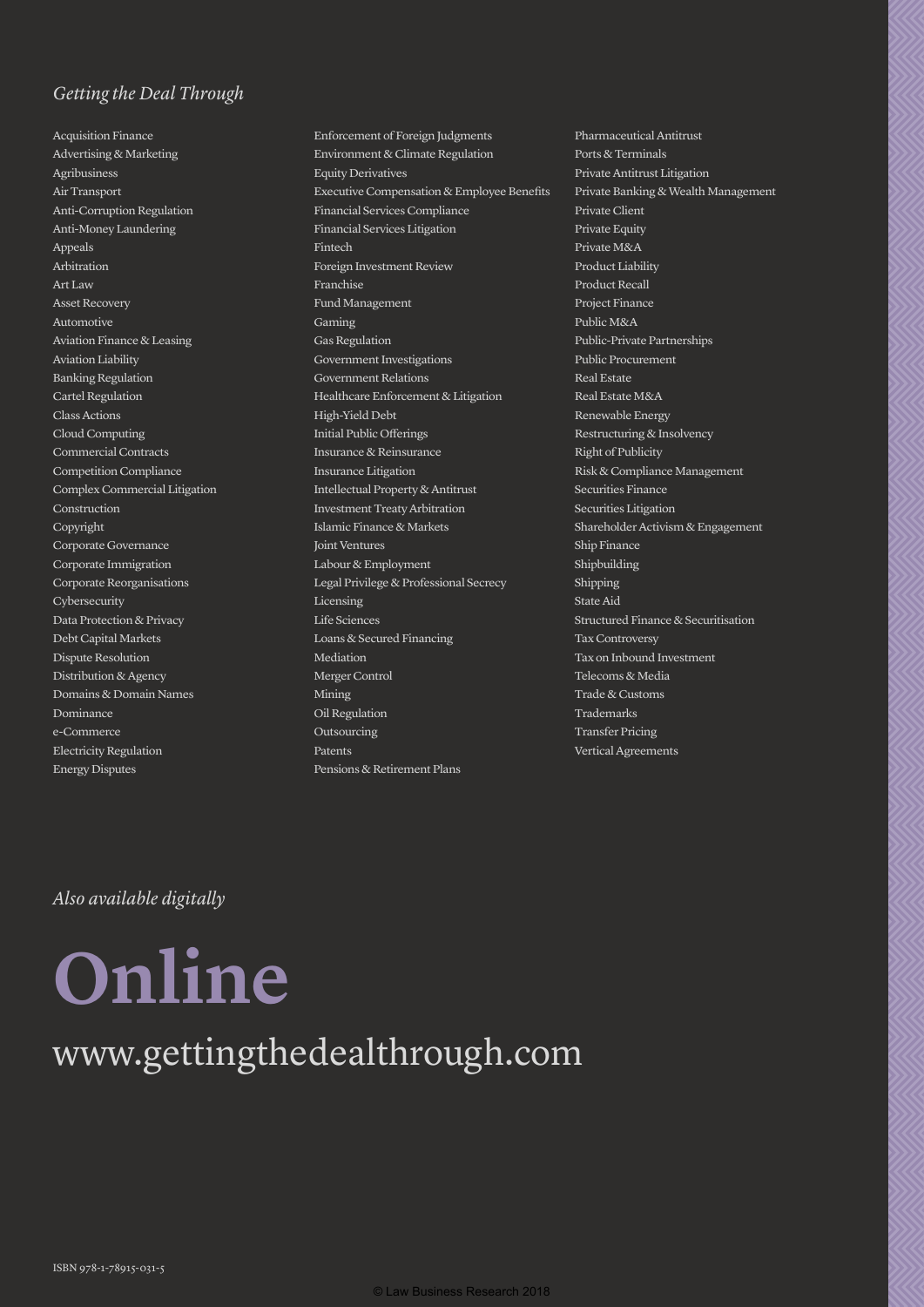*Getting the Deal Through*

- Acquisition Finance
- Advertising & Marketing
- Agribusiness
- Air Transport
- Anti-Corruption Regulation
- Anti-Money Laundering
- Appeals
- Arbitration
- Art Law
- Asset Recovery
- Automotive
- Aviation Finance & Leasing
- Aviation Liability
- Banking Regulation
- Cartel Regulation
- Class Actions
- Cloud Computing
- Commercial Contracts
- Competition Compliance
- Complex Commercial Litigation
- Construction
- Copyright
- Corporate Governance
- Corporate Immigration
- Corporate Reorganisations
- Cybersecurity
- Data Protection & Privacy
- Debt Capital Markets
- Dispute Resolution
- Distribution & Agency
- Domains & Domain Names
- Dominance
- e-Commerce
- Electricity Regulation
- Energy Disputes
- Enforcement of Foreign Judgments
- Environment & Climate Regulation
- Equity Derivatives
- Executive Compensation & Employee Benefits
- Financial Services Compliance
- Financial Services Litigation
- Fintech
- Foreign Investment Review
- Franchise
- Fund Management
- Gaming
- Gas Regulation
- Government Investigations
- Government Relations
- Healthcare Enforcement & Litigation
- High-Yield Debt
- Initial Public Offerings
- Insurance & Reinsurance
- Insurance Litigation
- Intellectual Property & Antitrust
- Investment Treaty Arbitration
- Islamic Finance & Markets
- Joint Ventures
- Labour & Employment
- Legal Privilege & Professional Secrecy
- Licensing
- Life Sciences
- Loans & Secured Financing
- Mediation
- Merger Control
- Mining
- Oil Regulation
- Outsourcing
- Patents
- Pensions & Retirement Plans
- Pharmaceutical Antitrust
- Ports & Terminals
- Private Antitrust Litigation
- Private Banking & Wealth Management
- Private Client
- Private Equity
- Private M&A
- Product Liability
- Product Recall
- Project Finance
- Public M&A
- Public-Private Partnerships
- Public Procurement
- Real Estate
- Real Estate M&A
- Renewable Energy
- Restructuring & Insolvency
- Right of Publicity
- Risk & Compliance Management
- Securities Finance
- Securities Litigation
- Shareholder Activism & Engagement
- Ship Finance
- Shipbuilding
- Shipping
- State Aid
- Structured Finance & Securitisation
- Tax Controversy
- Tax on Inbound Investment
- Telecoms & Media
- Trade & Customs
- Trademarks
- Transfer Pricing
- Vertical Agreements

*Also available digitally*

# Online

www.gettingthedealthrough.com

ISBN 978-1-78915-031-5